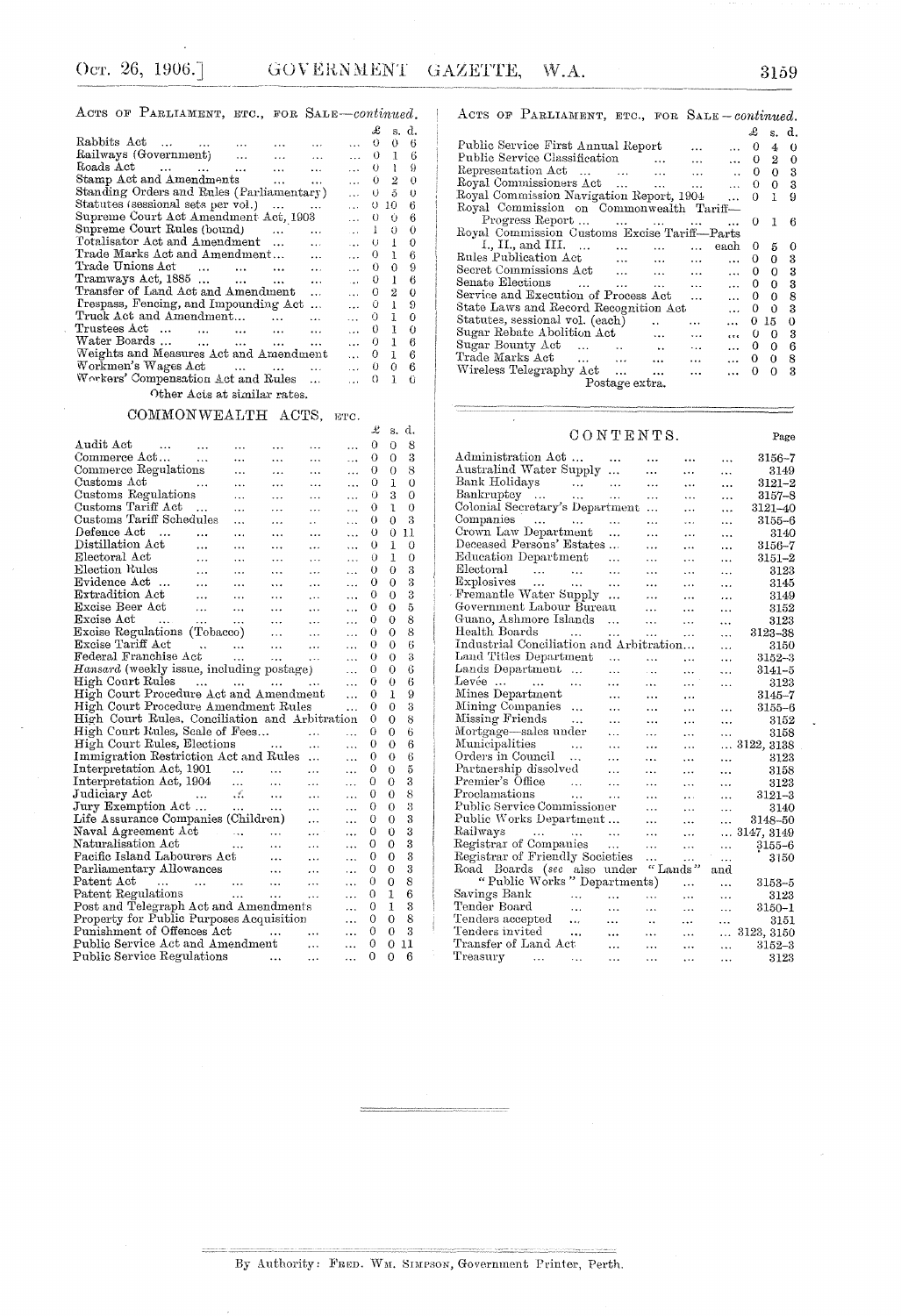## Acts of Parliament, etc., for Sale—*continued.*

| | £ | s. | d. |
|---|---|---|---|
| Rabbits Act | 0 | 0 | 6 |
| Railways (Government) | 0 | 1 | 6 |
| Roads Act | 0 | 1 | 9 |
| Stamp Act and Amendments | 0 | 2 | 0 |
| Standing Orders and Rules (Parliamentary) | 0 | 5 | 0 |
| Statutes (sessional sets per vol.) | 0 | 10 | 6 |
| Supreme Court Act Amendment Act, 1903 | 0 | 0 | 6 |
| Supreme Court Rules (bound) | 1 | 0 | 0 |
| Totalisator Act and Amendment | 0 | 1 | 0 |
| Trade Marks Act and Amendment | 0 | 1 | 6 |
| Trade Unions Act | 0 | 0 | 9 |
| Tramways Act, 1885 | 0 | 1 | 6 |
| Transfer of Land Act and Amendment | 0 | 2 | 0 |
| Trespass, Fencing, and Impounding Act | 0 | 1 | 9 |
| Truck Act and Amendment | 0 | 1 | 0 |
| Trustees Act | 0 | 1 | 0 |
| Water Boards | 0 | 1 | 6 |
| Weights and Measures Act and Amendment | 0 | 1 | 6 |
| Workmen's Wages Act | 0 | 0 | 6 |
| Workers' Compensation Act and Rules | 0 | 1 | 6 |

Other Acts at similar rates.

## COMMONWEALTH ACTS, etc.

| | £ | s. | d. |
|---|---|---|---|
| Audit Act | 0 | 0 | 8 |
| Commerce Act | 0 | 0 | 3 |
| Commerce Regulations | 0 | 0 | 8 |
| Customs Act | 0 | 1 | 0 |
| Customs Regulations | 0 | 3 | 0 |
| Customs Tariff Act | 0 | 1 | 0 |
| Customs Tariff Schedules | 0 | 0 | 3 |
| Defence Act | 0 | 0 | 11 |
| Distillation Act | 0 | 1 | 0 |
| Electoral Act | 0 | 1 | 0 |
| Election Rules | 0 | 0 | 3 |
| Evidence Act | 0 | 0 | 3 |
| Extradition Act | 0 | 0 | 3 |
| Excise Beer Act | 0 | 0 | 5 |
| Excise Act | 0 | 0 | 8 |
| Excise Regulations (Tobacco) | 0 | 0 | 8 |
| Excise Tariff Act | 0 | 0 | 6 |
| Federal Franchise Act | 0 | 0 | 3 |
| *Hansard* (weekly issue, including postage) | 0 | 0 | 6 |
| High Court Rules | 0 | 0 | 6 |
| High Court Procedure Act and Amendment | 0 | 1 | 9 |
| High Court Procedure Amendment Rules | 0 | 0 | 3 |
| High Court Rules, Conciliation and Arbitration | 0 | 0 | 8 |
| High Court Rules, Scale of Fees | 0 | 0 | 6 |
| High Court Rules, Elections | 0 | 0 | 6 |
| Immigration Restriction Act and Rules | 0 | 0 | 6 |
| Interpretation Act, 1901 | 0 | 0 | 5 |
| Interpretation Act, 1904 | 0 | 0 | 3 |
| Judiciary Act | 0 | 0 | 8 |
| Jury Exemption Act | 0 | 0 | 3 |
| Life Assurance Companies (Children) | 0 | 0 | 3 |
| Naval Agreement Act | 0 | 0 | 3 |
| Naturalisation Act | 0 | 0 | 3 |
| Pacific Island Labourers Act | 0 | 0 | 3 |
| Parliamentary Allowances | 0 | 0 | 3 |
| Patent Act | 0 | 0 | 8 |
| Patent Regulations | 0 | 1 | 6 |
| Post and Telegraph Act and Amendments | 0 | 1 | 3 |
| Property for Public Purposes Acquisition | 0 | 0 | 8 |
| Punishment of Offences Act | 0 | 0 | 3 |
| Public Service Act and Amendment | 0 | 0 | 11 |
| Public Service Regulations | 0 | 0 | 6 |
| Public Service First Annual Report | 0 | 4 | 0 |
| Public Service Classification | 0 | 2 | 0 |
| Representation Act | 0 | 0 | 3 |
| Royal Commissioners Act | 0 | 0 | 3 |
| Royal Commission Navigation Report, 1904 | 0 | 1 | 9 |
| Royal Commission on Commonwealth Tariff—Progress Report | 0 | 1 | 6 |
| Royal Commission Customs Excise Tariff—Parts I., II., and III. ... each | 0 | 5 | 0 |
| Rules Publication Act | 0 | 0 | 3 |
| Secret Commissions Act | 0 | 0 | 3 |
| Senate Elections | 0 | 0 | 3 |
| Service and Execution of Process Act | 0 | 0 | 8 |
| State Laws and Record Recognition Act | 0 | 0 | 3 |
| Statutes, sessional vol. (each) | 0 | 15 | 0 |
| Sugar Rebate Abolition Act | 0 | 0 | 3 |
| Sugar Bounty Act | 0 | 0 | 6 |
| Trade Marks Act | 0 | 0 | 8 |
| Wireless Telegraphy Act | 0 | 0 | 3 |

Postage extra.

## CONTENTS.

| | Page |
|---|---|
| Administration Act | 3156–7 |
| Australind Water Supply | 3149 |
| Bank Holidays | 3121–2 |
| Bankruptcy | 3157–8 |
| Colonial Secretary's Department | 3121–40 |
| Companies | 3155–6 |
| Crown Law Department | 3140 |
| Deceased Persons' Estates | 3156–7 |
| Education Department | 3151–2 |
| Electoral | 3123 |
| Explosives | 3145 |
| Fremantle Water Supply | 3149 |
| Government Labour Bureau | 3152 |
| Guano, Ashmore Islands | 3123 |
| Health Boards | 3123–38 |
| Industrial Conciliation and Arbitration | 3150 |
| Land Titles Department | 3152–3 |
| Lands Department | 3141–5 |
| Levée | 3123 |
| Mines Department | 3145–7 |
| Mining Companies | 3155–6 |
| Missing Friends | 3152 |
| Mortgage—sales under | 3158 |
| Municipalities | 3122, 3138 |
| Orders in Council | 3123 |
| Partnership dissolved | 3158 |
| Premier's Office | 3123 |
| Proclamations | 3121–3 |
| Public Service Commissioner | 3140 |
| Public Works Department | 3148–50 |
| Railways | 3147, 3149 |
| Registrar of Companies | 3155–6 |
| Registrar of Friendly Societies | 3150 |
| Road Boards (*see* also under "Lands" and "Public Works" Departments) | 3153–5 |
| Savings Bank | 3123 |
| Tender Board | 3150–1 |
| Tenders accepted | 3151 |
| Tenders invited | 3123, 3150 |
| Transfer of Land Act | 3152–3 |
| Treasury | 3123 |

By Authority: Fred. Wm. Simpson, Government Printer, Perth.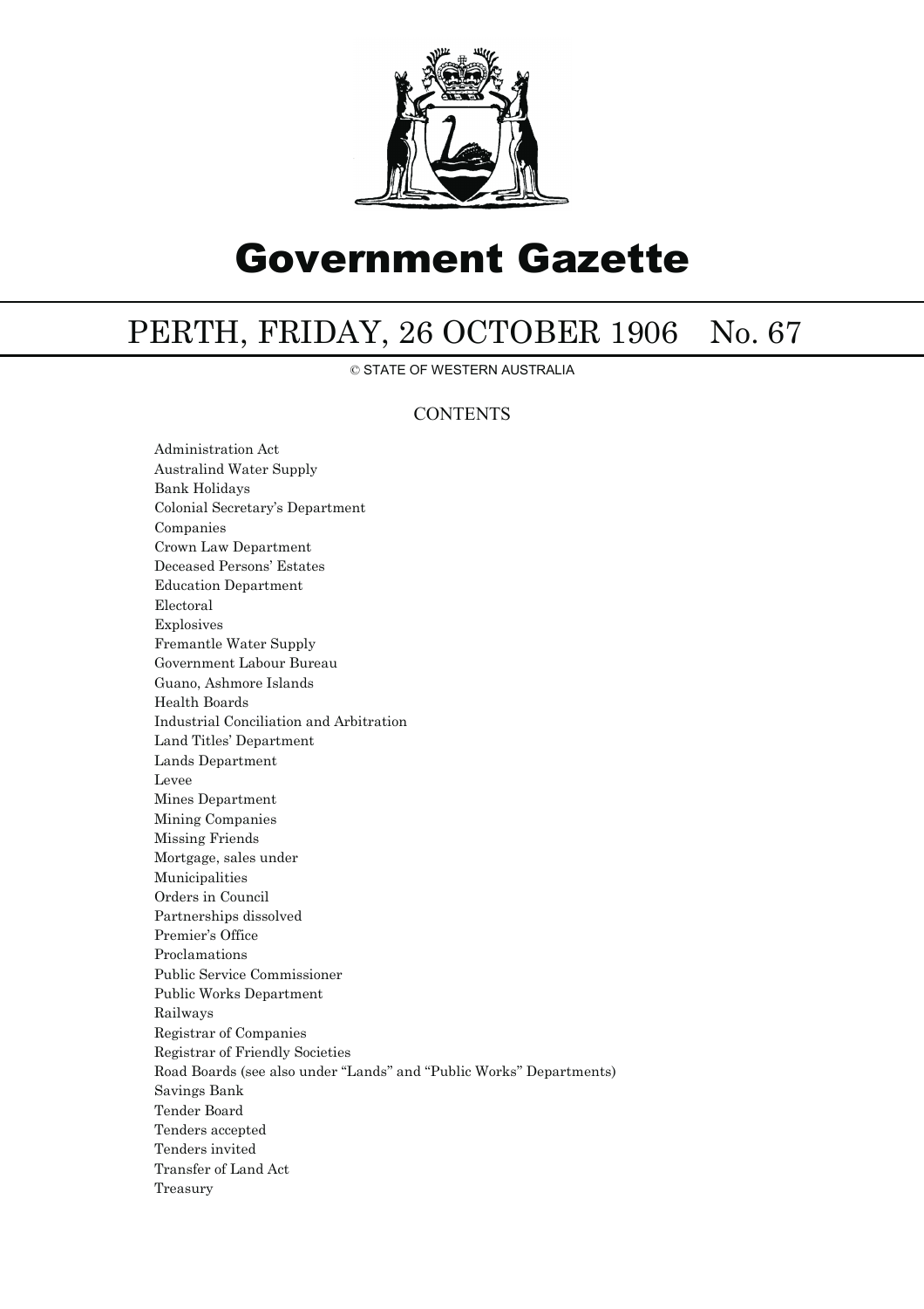# Government Gazette

## PERTH, FRIDAY, 26 OCTOBER 1906 No. 67

© STATE OF WESTERN AUSTRALIA

### CONTENTS

Administration Act
Australind Water Supply
Bank Holidays
Colonial Secretary's Department
Companies
Crown Law Department
Deceased Persons' Estates
Education Department
Electoral
Explosives
Fremantle Water Supply
Government Labour Bureau
Guano, Ashmore Islands
Health Boards
Industrial Conciliation and Arbitration
Land Titles' Department
Lands Department
Levee
Mines Department
Mining Companies
Missing Friends
Mortgage, sales under
Municipalities
Orders in Council
Partnerships dissolved
Premier's Office
Proclamations
Public Service Commissioner
Public Works Department
Railways
Registrar of Companies
Registrar of Friendly Societies
Road Boards (see also under "Lands" and "Public Works" Departments)
Savings Bank
Tender Board
Tenders accepted
Tenders invited
Transfer of Land Act
Treasury